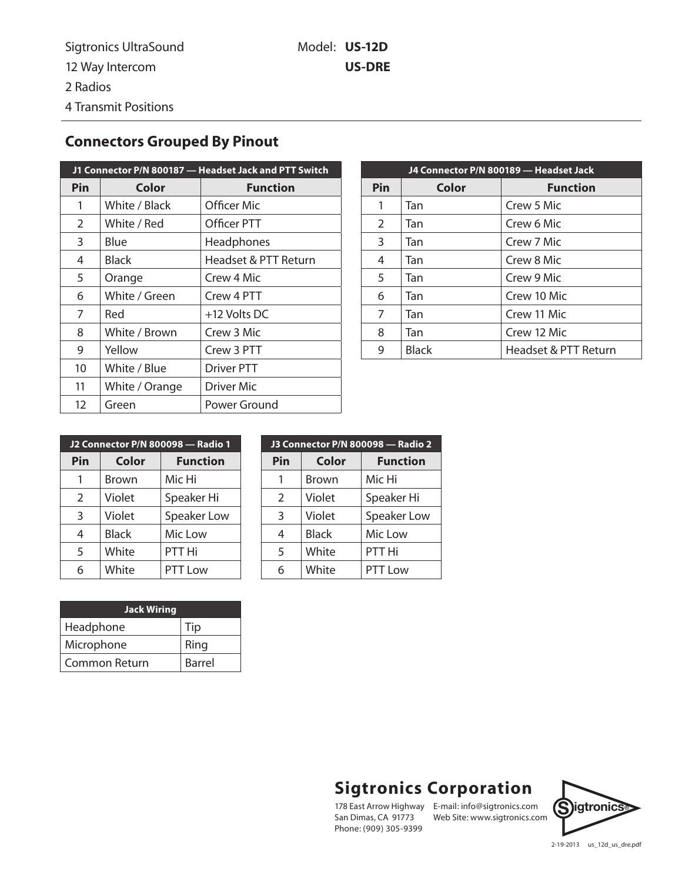Sigtronics UltraSound
12 Way Intercom
2 Radios
4 Transmit Positions

Model: **US-12D**
**US-DRE**

## Connectors Grouped By Pinout

| J1 Connector P/N 800187 — Headset Jack and PTT Switch | | |
|---|---|---|
| **Pin** | **Color** | **Function** |
| 1 | White / Black | Officer Mic |
| 2 | White / Red | Officer PTT |
| 3 | Blue | Headphones |
| 4 | Black | Headset & PTT Return |
| 5 | Orange | Crew 4 Mic |
| 6 | White / Green | Crew 4 PTT |
| 7 | Red | +12 Volts DC |
| 8 | White / Brown | Crew 3 Mic |
| 9 | Yellow | Crew 3 PTT |
| 10 | White / Blue | Driver PTT |
| 11 | White / Orange | Driver Mic |
| 12 | Green | Power Ground |

| J4 Connector P/N 800189 — Headset Jack | | |
|---|---|---|
| **Pin** | **Color** | **Function** |
| 1 | Tan | Crew 5 Mic |
| 2 | Tan | Crew 6 Mic |
| 3 | Tan | Crew 7 Mic |
| 4 | Tan | Crew 8 Mic |
| 5 | Tan | Crew 9 Mic |
| 6 | Tan | Crew 10 Mic |
| 7 | Tan | Crew 11 Mic |
| 8 | Tan | Crew 12 Mic |
| 9 | Black | Headset & PTT Return |

| J2 Connector P/N 800098 — Radio 1 | | |
|---|---|---|
| **Pin** | **Color** | **Function** |
| 1 | Brown | Mic Hi |
| 2 | Violet | Speaker Hi |
| 3 | Violet | Speaker Low |
| 4 | Black | Mic Low |
| 5 | White | PTT Hi |
| 6 | White | PTT Low |

| J3 Connector P/N 800098 — Radio 2 | | |
|---|---|---|
| **Pin** | **Color** | **Function** |
| 1 | Brown | Mic Hi |
| 2 | Violet | Speaker Hi |
| 3 | Violet | Speaker Low |
| 4 | Black | Mic Low |
| 5 | White | PTT Hi |
| 6 | White | PTT Low |

| Jack Wiring | |
|---|---|
| Headphone | Tip |
| Microphone | Ring |
| Common Return | Barrel |

**Sigtronics Corporation**
178 East Arrow Highway
San Dimas, CA 91773
Phone: (909) 305-9399
E-mail: info@sigtronics.com
Web Site: www.sigtronics.com

2-19-2013 us_12d_us_dre.pdf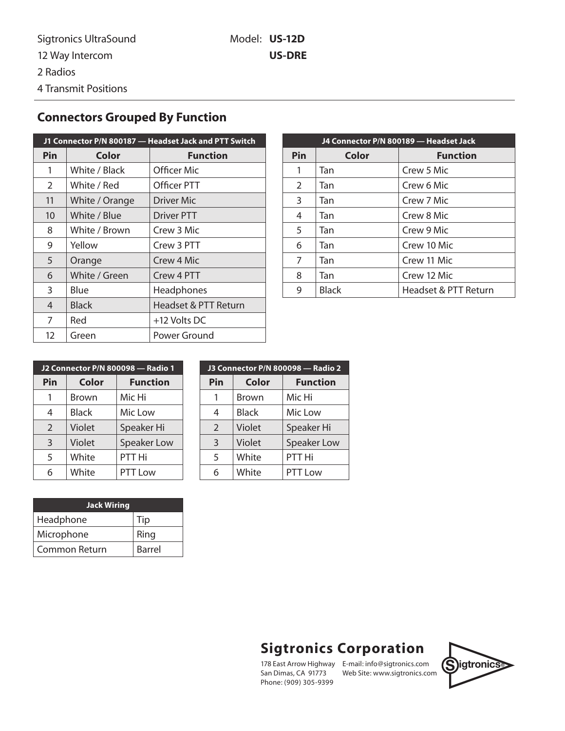Sigtronics UltraSound
12 Way Intercom
2 Radios
4 Transmit Positions

Model: **US-12D**
**US-DRE**

## Connectors Grouped By Function

| J1 Connector P/N 800187 — Headset Jack and PTT Switch | | |
|---|---|---|
| **Pin** | **Color** | **Function** |
| 1 | White / Black | Officer Mic |
| 2 | White / Red | Officer PTT |
| 11 | White / Orange | Driver Mic |
| 10 | White / Blue | Driver PTT |
| 8 | White / Brown | Crew 3 Mic |
| 9 | Yellow | Crew 3 PTT |
| 5 | Orange | Crew 4 Mic |
| 6 | White / Green | Crew 4 PTT |
| 3 | Blue | Headphones |
| 4 | Black | Headset & PTT Return |
| 7 | Red | +12 Volts DC |
| 12 | Green | Power Ground |

| J4 Connector P/N 800189 — Headset Jack | | |
|---|---|---|
| **Pin** | **Color** | **Function** |
| 1 | Tan | Crew 5 Mic |
| 2 | Tan | Crew 6 Mic |
| 3 | Tan | Crew 7 Mic |
| 4 | Tan | Crew 8 Mic |
| 5 | Tan | Crew 9 Mic |
| 6 | Tan | Crew 10 Mic |
| 7 | Tan | Crew 11 Mic |
| 8 | Tan | Crew 12 Mic |
| 9 | Black | Headset & PTT Return |

| J2 Connector P/N 800098 — Radio 1 | | |
|---|---|---|
| **Pin** | **Color** | **Function** |
| 1 | Brown | Mic Hi |
| 4 | Black | Mic Low |
| 2 | Violet | Speaker Hi |
| 3 | Violet | Speaker Low |
| 5 | White | PTT Hi |
| 6 | White | PTT Low |

| J3 Connector P/N 800098 — Radio 2 | | |
|---|---|---|
| **Pin** | **Color** | **Function** |
| 1 | Brown | Mic Hi |
| 4 | Black | Mic Low |
| 2 | Violet | Speaker Hi |
| 3 | Violet | Speaker Low |
| 5 | White | PTT Hi |
| 6 | White | PTT Low |

| Jack Wiring | |
|---|---|
| Headphone | Tip |
| Microphone | Ring |
| Common Return | Barrel |

**Sigtronics Corporation**
178 East Arrow Highway
San Dimas, CA 91773
Phone: (909) 305-9399
E-mail: info@sigtronics.com
Web Site: www.sigtronics.com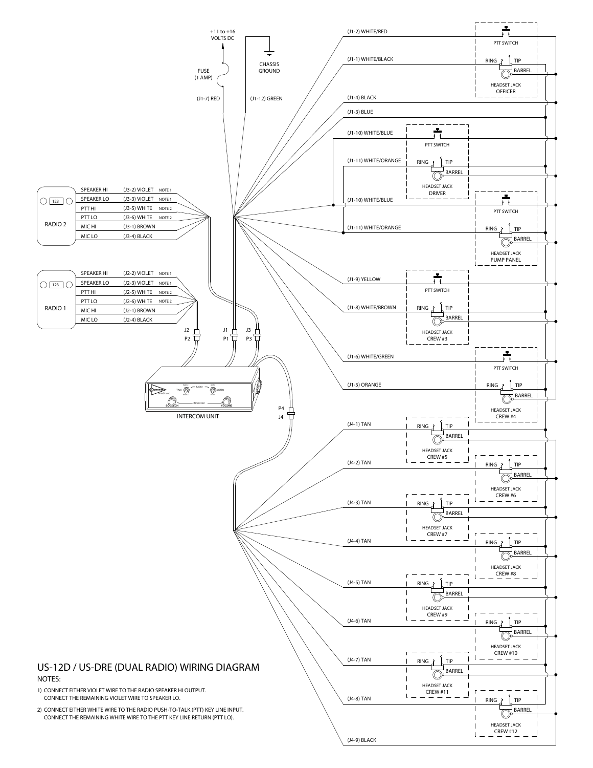+11 to +16
VOLTS DC

FUSE
(1 AMP)

(J1-7) RED

CHASSIS
GROUND

(J1-12) GREEN

(J1-2) WHITE/RED

PTT SWITCH

(J1-1) WHITE/BLACK

RING TIP
BARREL

HEADSET JACK
OFFICER

(J1-4) BLACK

(J1-3) BLUE

(J1-10) WHITE/BLUE

PTT SWITCH

(J1-11) WHITE/ORANGE

RING TIP
BARREL

HEADSET JACK
DRIVER

(J1-10) WHITE/BLUE

PTT SWITCH

(J1-11) WHITE/ORANGE

RING TIP
BARREL

HEADSET JACK
PUMP PANEL

(J1-9) YELLOW

PTT SWITCH

(J1-8) WHITE/BROWN

RING TIP
BARREL

HEADSET JACK
CREW #3

(J1-6) WHITE/GREEN

PTT SWITCH

(J1-5) ORANGE

RING TIP
BARREL

HEADSET JACK
CREW #4

RADIO 2

| | | |
|---|---|---|
| SPEAKER HI | (J3-2) VIOLET | NOTE 1 |
| SPEAKER LO | (J3-3) VIOLET | NOTE 1 |
| PTT HI | (J3-5) WHITE | NOTE 2 |
| PTT LO | (J3-6) WHITE | NOTE 2 |
| MIC HI | (J3-1) BROWN | |
| MIC LO | (J3-4) BLACK | |

RADIO 1

| | | |
|---|---|---|
| SPEAKER HI | (J2-2) VIOLET | NOTE 1 |
| SPEAKER LO | (J2-3) VIOLET | NOTE 1 |
| PTT HI | (J2-5) WHITE | NOTE 2 |
| PTT LO | (J2-6) WHITE | NOTE 2 |
| MIC HI | (J2-1) BROWN | |
| MIC LO | (J2-4) BLACK | |

J2 P2 J1 P1 J3 P3

INTERCOM UNIT

P4 J4

(J4-1) TAN — HEADSET JACK CREW #5

(J4-2) TAN — HEADSET JACK CREW #6

(J4-3) TAN — HEADSET JACK CREW #7

(J4-4) TAN — HEADSET JACK CREW #8

(J4-5) TAN — HEADSET JACK CREW #9

(J4-6) TAN — HEADSET JACK CREW #10

(J4-7) TAN — HEADSET JACK CREW #11

(J4-8) TAN — HEADSET JACK CREW #12

(J4-9) BLACK

# US-12D / US-DRE (DUAL RADIO) WIRING DIAGRAM

NOTES:

1) CONNECT EITHER VIOLET WIRE TO THE RADIO SPEAKER HI OUTPUT.
   CONNECT THE REMAINING VIOLET WIRE TO SPEAKER LO.

2) CONNECT EITHER WHITE WIRE TO THE RADIO PUSH-TO-TALK (PTT) KEY LINE INPUT.
   CONNECT THE REMAINING WHITE WIRE TO THE PTT KEY LINE RETURN (PTT LO).